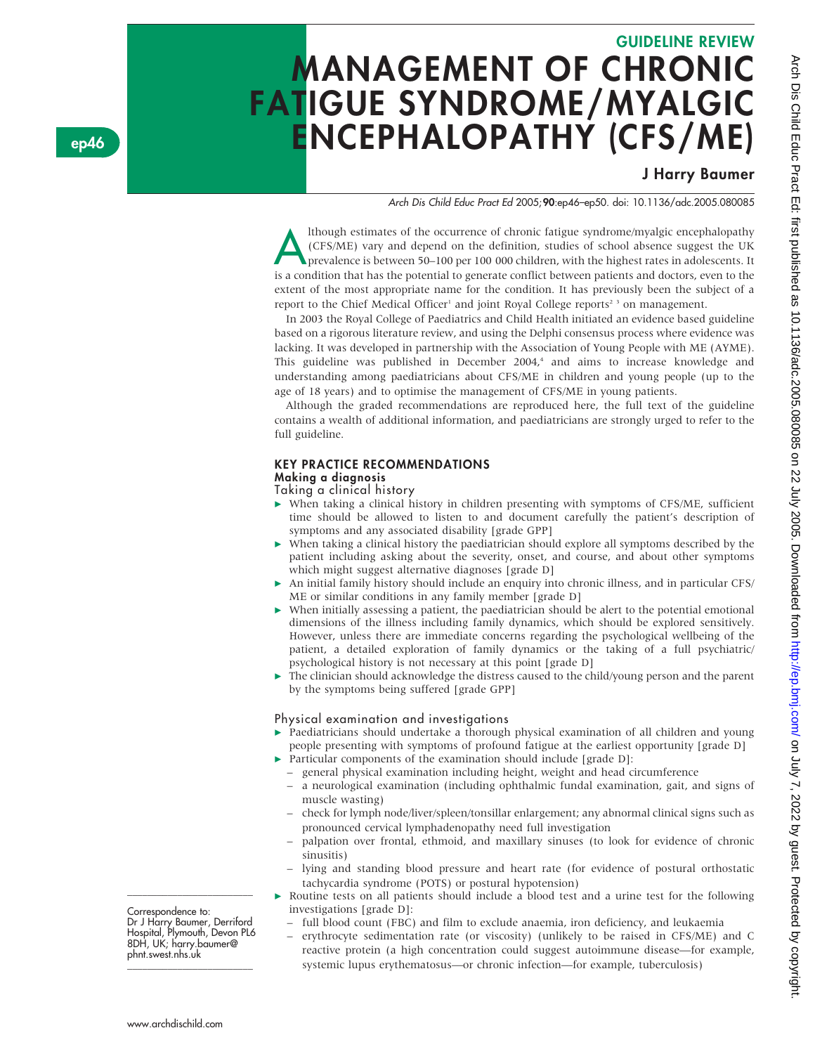GUIDELINE REVIEW

# MANAGEMENT OF CHRONIC FATIGUE SYNDROME/MYALGIC ENCEPHALOPATHY (CFS/ME)

**J Harry Baumer**

*Arch Dis Child Educ Pract Ed* 2005;**90**:ep46–ep50. doi: 10.1136/adc.2005.080085

Although estimates of the occurrence of chronic fatigue syndrome/myalgic encephalopathy (CFS/ME) vary and depend on the definition, studies of school absence suggest the UK prevalence is between 50–100 per 100 000 children, with the highest rates in adolescents. It is a condition that has the potential to generate conflict between patients and doctors, even to the extent of the most appropriate name for the condition. It has previously been the subject of a report to the Chief Medical Officer[1] and joint Royal College reports[2 3] on management.

In 2003 the Royal College of Paediatrics and Child Health initiated an evidence based guideline based on a rigorous literature review, and using the Delphi consensus process where evidence was lacking. It was developed in partnership with the Association of Young People with ME (AYME). This guideline was published in December 2004,[4] and aims to increase knowledge and understanding among paediatricians about CFS/ME in children and young people (up to the age of 18 years) and to optimise the management of CFS/ME in young patients.

Although the graded recommendations are reproduced here, the full text of the guideline contains a wealth of additional information, and paediatricians are strongly urged to refer to the full guideline.

## KEY PRACTICE RECOMMENDATIONS

### Making a diagnosis

#### Taking a clinical history

- When taking a clinical history in children presenting with symptoms of CFS/ME, sufficient time should be allowed to listen to and document carefully the patient's description of symptoms and any associated disability [grade GPP]
- When taking a clinical history the paediatrician should explore all symptoms described by the patient including asking about the severity, onset, and course, and about other symptoms which might suggest alternative diagnoses [grade D]
- An initial family history should include an enquiry into chronic illness, and in particular CFS/ME or similar conditions in any family member [grade D]
- When initially assessing a patient, the paediatrician should be alert to the potential emotional dimensions of the illness including family dynamics, which should be explored sensitively. However, unless there are immediate concerns regarding the psychological wellbeing of the patient, a detailed exploration of family dynamics or the taking of a full psychiatric/psychological history is not necessary at this point [grade D]
- The clinician should acknowledge the distress caused to the child/young person and the parent by the symptoms being suffered [grade GPP]

#### Physical examination and investigations

- Paediatricians should undertake a thorough physical examination of all children and young people presenting with symptoms of profound fatigue at the earliest opportunity [grade D]
- Particular components of the examination should include [grade D]:
  - general physical examination including height, weight and head circumference
  - a neurological examination (including ophthalmic fundal examination, gait, and signs of muscle wasting)
  - check for lymph node/liver/spleen/tonsillar enlargement; any abnormal clinical signs such as pronounced cervical lymphadenopathy need full investigation
  - palpation over frontal, ethmoid, and maxillary sinuses (to look for evidence of chronic sinusitis)
  - lying and standing blood pressure and heart rate (for evidence of postural orthostatic tachycardia syndrome (POTS) or postural hypotension)
- Routine tests on all patients should include a blood test and a urine test for the following investigations [grade D]:
  - full blood count (FBC) and film to exclude anaemia, iron deficiency, and leukaemia
  - erythrocyte sedimentation rate (or viscosity) (unlikely to be raised in CFS/ME) and C reactive protein (a high concentration could suggest autoimmune disease—for example, systemic lupus erythematosus—or chronic infection—for example, tuberculosis)

Correspondence to: Dr J Harry Baumer, Derriford Hospital, Plymouth, Devon PL6 8DH, UK; harry.baumer@phnt.swest.nhs.uk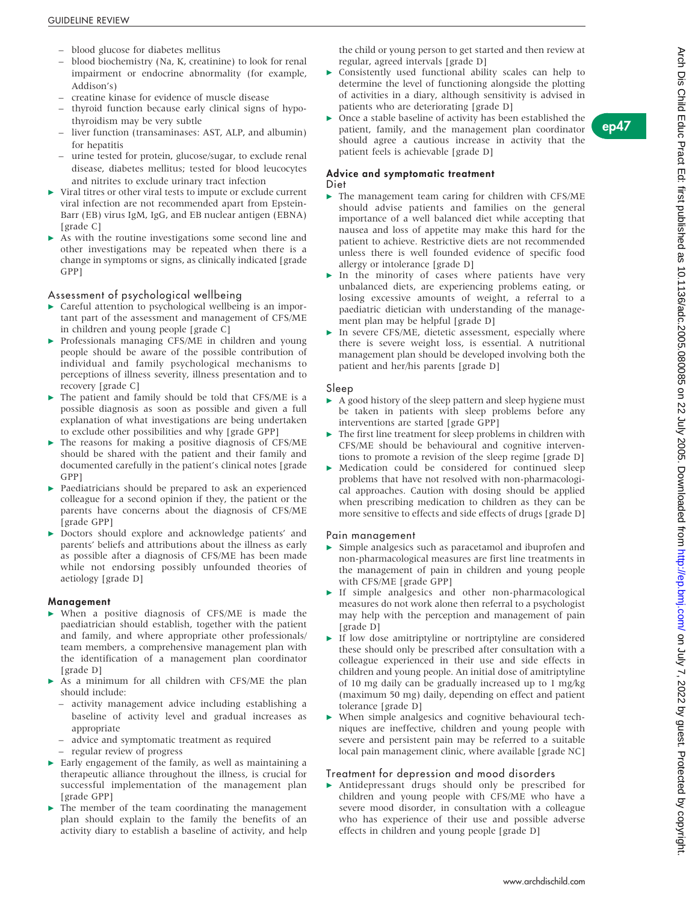- blood glucose for diabetes mellitus
- blood biochemistry (Na, K, creatinine) to look for renal impairment or endocrine abnormality (for example, Addison's)
- creatine kinase for evidence of muscle disease
- thyroid function because early clinical signs of hypothyroidism may be very subtle
- liver function (transaminases: AST, ALP, and albumin) for hepatitis
- urine tested for protein, glucose/sugar, to exclude renal disease, diabetes mellitus; tested for blood leucocytes and nitrites to exclude urinary tract infection

- Viral titres or other viral tests to impute or exclude current viral infection are not recommended apart from Epstein-Barr (EB) virus IgM, IgG, and EB nuclear antigen (EBNA) [grade C]
- As with the routine investigations some second line and other investigations may be repeated when there is a change in symptoms or signs, as clinically indicated [grade GPP]

### Assessment of psychological wellbeing

- Careful attention to psychological wellbeing is an important part of the assessment and management of CFS/ME in children and young people [grade C]
- Professionals managing CFS/ME in children and young people should be aware of the possible contribution of individual and family psychological mechanisms to perceptions of illness severity, illness presentation and to recovery [grade C]
- The patient and family should be told that CFS/ME is a possible diagnosis as soon as possible and given a full explanation of what investigations are being undertaken to exclude other possibilities and why [grade GPP]
- The reasons for making a positive diagnosis of CFS/ME should be shared with the patient and their family and documented carefully in the patient's clinical notes [grade GPP]
- Paediatricians should be prepared to ask an experienced colleague for a second opinion if they, the patient or the parents have concerns about the diagnosis of CFS/ME [grade GPP]
- Doctors should explore and acknowledge patients' and parents' beliefs and attributions about the illness as early as possible after a diagnosis of CFS/ME has been made while not endorsing possibly unfounded theories of aetiology [grade D]

## Management

- When a positive diagnosis of CFS/ME is made the paediatrician should establish, together with the patient and family, and where appropriate other professionals/team members, a comprehensive management plan with the identification of a management plan coordinator [grade D]
- As a minimum for all children with CFS/ME the plan should include:
  - activity management advice including establishing a baseline of activity level and gradual increases as appropriate
  - advice and symptomatic treatment as required
  - regular review of progress
- Early engagement of the family, as well as maintaining a therapeutic alliance throughout the illness, is crucial for successful implementation of the management plan [grade GPP]
- The member of the team coordinating the management plan should explain to the family the benefits of an activity diary to establish a baseline of activity, and help the child or young person to get started and then review at regular, agreed intervals [grade D]
- Consistently used functional ability scales can help to determine the level of functioning alongside the plotting of activities in a diary, although sensitivity is advised in patients who are deteriorating [grade D]
- Once a stable baseline of activity has been established the patient, family, and the management plan coordinator should agree a cautious increase in activity that the patient feels is achievable [grade D]

## Advice and symptomatic treatment

### Diet

- The management team caring for children with CFS/ME should advise patients and families on the general importance of a well balanced diet while accepting that nausea and loss of appetite may make this hard for the patient to achieve. Restrictive diets are not recommended unless there is well founded evidence of specific food allergy or intolerance [grade D]
- In the minority of cases where patients have very unbalanced diets, are experiencing problems eating, or losing excessive amounts of weight, a referral to a paediatric dietician with understanding of the management plan may be helpful [grade D]
- In severe CFS/ME, dietetic assessment, especially where there is severe weight loss, is essential. A nutritional management plan should be developed involving both the patient and her/his parents [grade D]

### Sleep

- A good history of the sleep pattern and sleep hygiene must be taken in patients with sleep problems before any interventions are started [grade GPP]
- The first line treatment for sleep problems in children with CFS/ME should be behavioural and cognitive interventions to promote a revision of the sleep regime [grade D]
- Medication could be considered for continued sleep problems that have not resolved with non-pharmacological approaches. Caution with dosing should be applied when prescribing medication to children as they can be more sensitive to effects and side effects of drugs [grade D]

### Pain management

- Simple analgesics such as paracetamol and ibuprofen and non-pharmacological measures are first line treatments in the management of pain in children and young people with CFS/ME [grade GPP]
- If simple analgesics and other non-pharmacological measures do not work alone then referral to a psychologist may help with the perception and management of pain [grade D]
- If low dose amitriptyline or nortriptyline are considered these should only be prescribed after consultation with a colleague experienced in their use and side effects in children and young people. An initial dose of amitriptyline of 10 mg daily can be gradually increased up to 1 mg/kg (maximum 50 mg) daily, depending on effect and patient tolerance [grade D]
- When simple analgesics and cognitive behavioural techniques are ineffective, children and young people with severe and persistent pain may be referred to a suitable local pain management clinic, where available [grade NC]

### Treatment for depression and mood disorders

- Antidepressant drugs should only be prescribed for children and young people with CFS/ME who have a severe mood disorder, in consultation with a colleague who has experience of their use and possible adverse effects in children and young people [grade D]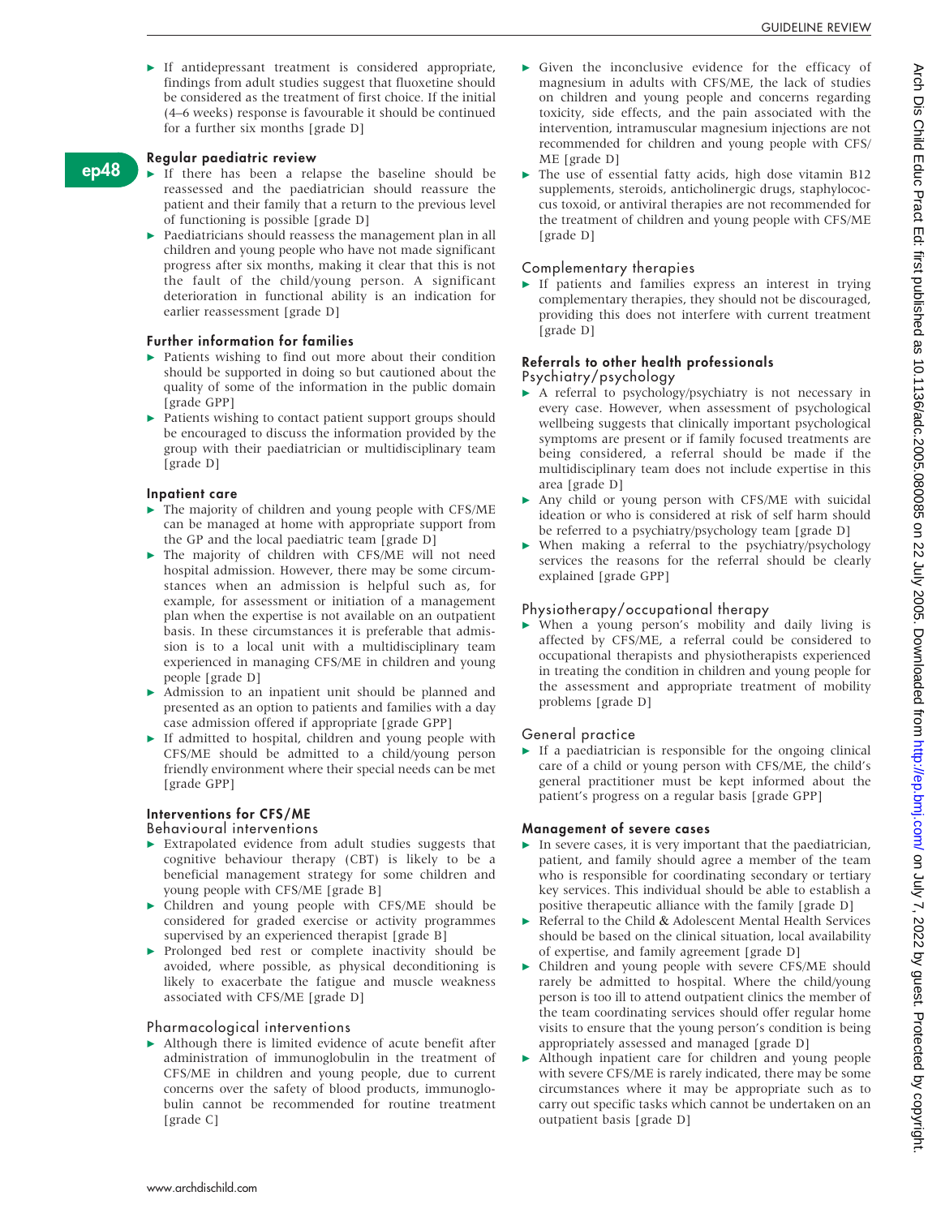- If antidepressant treatment is considered appropriate, findings from adult studies suggest that fluoxetine should be considered as the treatment of first choice. If the initial (4–6 weeks) response is favourable it should be continued for a further six months [grade D]

### Regular paediatric review

- If there has been a relapse the baseline should be reassessed and the paediatrician should reassure the patient and their family that a return to the previous level of functioning is possible [grade D]
- Paediatricians should reassess the management plan in all children and young people who have not made significant progress after six months, making it clear that this is not the fault of the child/young person. A significant deterioration in functional ability is an indication for earlier reassessment [grade D]

### Further information for families

- Patients wishing to find out more about their condition should be supported in doing so but cautioned about the quality of some of the information in the public domain [grade GPP]
- Patients wishing to contact patient support groups should be encouraged to discuss the information provided by the group with their paediatrician or multidisciplinary team [grade D]

### Inpatient care

- The majority of children and young people with CFS/ME can be managed at home with appropriate support from the GP and the local paediatric team [grade D]
- The majority of children with CFS/ME will not need hospital admission. However, there may be some circumstances when an admission is helpful such as, for example, for assessment or initiation of a management plan when the expertise is not available on an outpatient basis. In these circumstances it is preferable that admission is to a local unit with a multidisciplinary team experienced in managing CFS/ME in children and young people [grade D]
- Admission to an inpatient unit should be planned and presented as an option to patients and families with a day case admission offered if appropriate [grade GPP]
- If admitted to hospital, children and young people with CFS/ME should be admitted to a child/young person friendly environment where their special needs can be met [grade GPP]

### Interventions for CFS/ME

#### Behavioural interventions

- Extrapolated evidence from adult studies suggests that cognitive behaviour therapy (CBT) is likely to be a beneficial management strategy for some children and young people with CFS/ME [grade B]
- Children and young people with CFS/ME should be considered for graded exercise or activity programmes supervised by an experienced therapist [grade B]
- Prolonged bed rest or complete inactivity should be avoided, where possible, as physical deconditioning is likely to exacerbate the fatigue and muscle weakness associated with CFS/ME [grade D]

#### Pharmacological interventions

- Although there is limited evidence of acute benefit after administration of immunoglobulin in the treatment of CFS/ME in children and young people, due to current concerns over the safety of blood products, immunoglobulin cannot be recommended for routine treatment [grade C]
- Given the inconclusive evidence for the efficacy of magnesium in adults with CFS/ME, the lack of studies on children and young people and concerns regarding toxicity, side effects, and the pain associated with the intervention, intramuscular magnesium injections are not recommended for children and young people with CFS/ME [grade D]
- The use of essential fatty acids, high dose vitamin B12 supplements, steroids, anticholinergic drugs, staphylococcus toxoid, or antiviral therapies are not recommended for the treatment of children and young people with CFS/ME [grade D]

#### Complementary therapies

- If patients and families express an interest in trying complementary therapies, they should not be discouraged, providing this does not interfere with current treatment [grade D]

### Referrals to other health professionals

#### Psychiatry/psychology

- A referral to psychology/psychiatry is not necessary in every case. However, when assessment of psychological wellbeing suggests that clinically important psychological symptoms are present or if family focused treatments are being considered, a referral should be made if the multidisciplinary team does not include expertise in this area [grade D]
- Any child or young person with CFS/ME with suicidal ideation or who is considered at risk of self harm should be referred to a psychiatry/psychology team [grade D]
- When making a referral to the psychiatry/psychology services the reasons for the referral should be clearly explained [grade GPP]

#### Physiotherapy/occupational therapy

- When a young person's mobility and daily living is affected by CFS/ME, a referral could be considered to occupational therapists and physiotherapists experienced in treating the condition in children and young people for the assessment and appropriate treatment of mobility problems [grade D]

#### General practice

- If a paediatrician is responsible for the ongoing clinical care of a child or young person with CFS/ME, the child's general practitioner must be kept informed about the patient's progress on a regular basis [grade GPP]

### Management of severe cases

- In severe cases, it is very important that the paediatrician, patient, and family should agree a member of the team who is responsible for coordinating secondary or tertiary key services. This individual should be able to establish a positive therapeutic alliance with the family [grade D]
- Referral to the Child & Adolescent Mental Health Services should be based on the clinical situation, local availability of expertise, and family agreement [grade D]
- Children and young people with severe CFS/ME should rarely be admitted to hospital. Where the child/young person is too ill to attend outpatient clinics the member of the team coordinating services should offer regular home visits to ensure that the young person's condition is being appropriately assessed and managed [grade D]
- Although inpatient care for children and young people with severe CFS/ME is rarely indicated, there may be some circumstances where it may be appropriate such as to carry out specific tasks which cannot be undertaken on an outpatient basis [grade D]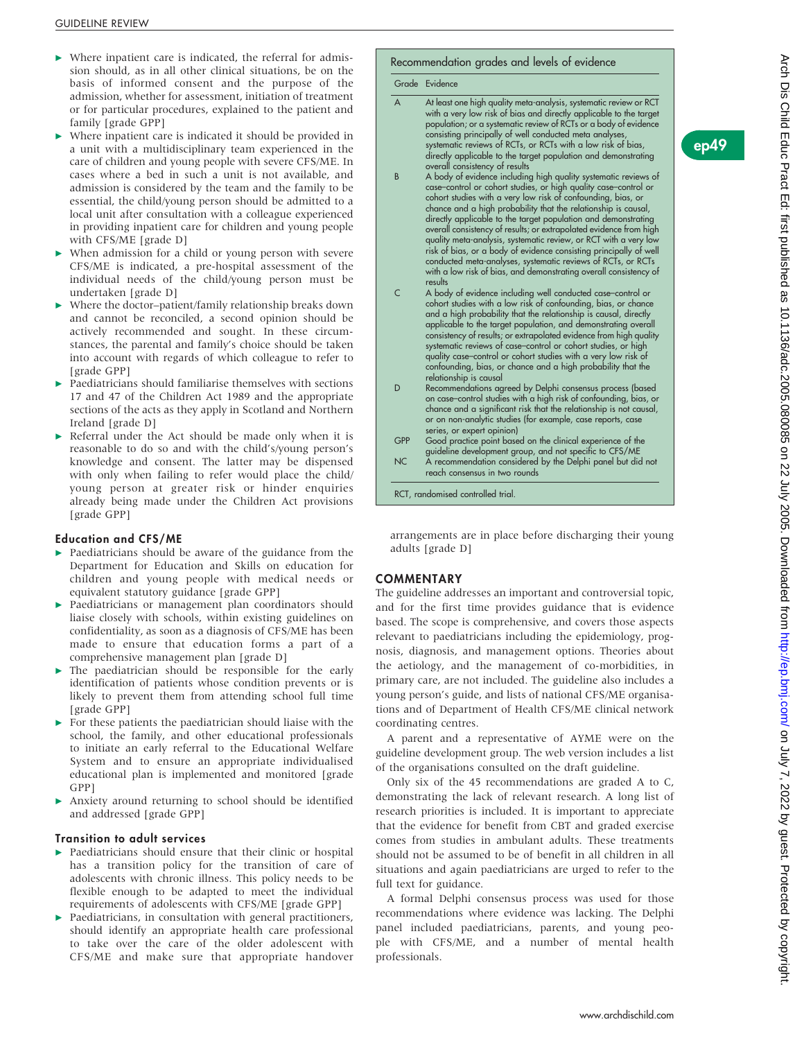- Where inpatient care is indicated, the referral for admission should, as in all other clinical situations, be on the basis of informed consent and the purpose of the admission, whether for assessment, initiation of treatment or for particular procedures, explained to the patient and family [grade GPP]
- Where inpatient care is indicated it should be provided in a unit with a multidisciplinary team experienced in the care of children and young people with severe CFS/ME. In cases where a bed in such a unit is not available, and admission is considered by the team and the family to be essential, the child/young person should be admitted to a local unit after consultation with a colleague experienced in providing inpatient care for children and young people with CFS/ME [grade D]
- When admission for a child or young person with severe CFS/ME is indicated, a pre-hospital assessment of the individual needs of the child/young person must be undertaken [grade D]
- Where the doctor–patient/family relationship breaks down and cannot be reconciled, a second opinion should be actively recommended and sought. In these circumstances, the parental and family's choice should be taken into account with regards of which colleague to refer to [grade GPP]
- Paediatricians should familiarise themselves with sections 17 and 47 of the Children Act 1989 and the appropriate sections of the acts as they apply in Scotland and Northern Ireland [grade D]
- Referral under the Act should be made only when it is reasonable to do so and with the child's/young person's knowledge and consent. The latter may be dispensed with only when failing to refer would place the child/young person at greater risk or hinder enquiries already being made under the Children Act provisions [grade GPP]

### Education and CFS/ME

- Paediatricians should be aware of the guidance from the Department for Education and Skills on education for children and young people with medical needs or equivalent statutory guidance [grade GPP]
- Paediatricians or management plan coordinators should liaise closely with schools, within existing guidelines on confidentiality, as soon as a diagnosis of CFS/ME has been made to ensure that education forms a part of a comprehensive management plan [grade D]
- The paediatrician should be responsible for the early identification of patients whose condition prevents or is likely to prevent them from attending school full time [grade GPP]
- For these patients the paediatrician should liaise with the school, the family, and other educational professionals to initiate an early referral to the Educational Welfare System and to ensure an appropriate individualised educational plan is implemented and monitored [grade GPP]
- Anxiety around returning to school should be identified and addressed [grade GPP]

### Transition to adult services

- Paediatricians should ensure that their clinic or hospital has a transition policy for the transition of care of adolescents with chronic illness. This policy needs to be flexible enough to be adapted to meet the individual requirements of adolescents with CFS/ME [grade GPP]
- Paediatricians, in consultation with general practitioners, should identify an appropriate health care professional to take over the care of the older adolescent with CFS/ME and make sure that appropriate handover arrangements are in place before discharging their young adults [grade D]

**Recommendation grades and levels of evidence**

| Grade | Evidence |
|---|---|
| A | At least one high quality meta-analysis, systematic review or RCT with a very low risk of bias and directly applicable to the target population; or a systematic review of RCTs or a body of evidence consisting principally of well conducted meta analyses, systematic reviews of RCTs, or RCTs with a low risk of bias, directly applicable to the target population and demonstrating overall consistency of results |
| B | A body of evidence including high quality systematic reviews of case–control or cohort studies, or high quality case–control or cohort studies with a very low risk of confounding, bias, or chance and a high probability that the relationship is causal, directly applicable to the target population and demonstrating overall consistency of results; or extrapolated evidence from high quality meta-analysis, systematic review, or RCT with a very low risk of bias, or a body of evidence consisting principally of well conducted meta-analyses, systematic reviews of RCTs, or RCTs with a low risk of bias, and demonstrating overall consistency of results |
| C | A body of evidence including well conducted case–control or cohort studies with a low risk of confounding, bias, or chance and a high probability that the relationship is causal, directly applicable to the target population, and demonstrating overall consistency of results; or extrapolated evidence from high quality systematic reviews of case–control or cohort studies, or high quality case–control or cohort studies with a very low risk of confounding, bias, or chance and a high probability that the relationship is causal |
| D | Recommendations agreed by Delphi consensus process (based on case–control studies with a high risk of confounding, bias, or chance and a significant risk that the relationship is not causal, or on non-analytic studies (for example, case reports, case series, or expert opinion) |
| GPP | Good practice point based on the clinical experience of the guideline development group, and not specific to CFS/ME |
| NC | A recommendation considered by the Delphi panel but did not reach consensus in two rounds |

RCT, randomised controlled trial.

## COMMENTARY

The guideline addresses an important and controversial topic, and for the first time provides guidance that is evidence based. The scope is comprehensive, and covers those aspects relevant to paediatricians including the epidemiology, prognosis, diagnosis, and management options. Theories about the aetiology, and the management of co-morbidities, in primary care, are not included. The guideline also includes a young person's guide, and lists of national CFS/ME organisations and of Department of Health CFS/ME clinical network coordinating centres.

A parent and a representative of AYME were on the guideline development group. The web version includes a list of the organisations consulted on the draft guideline.

Only six of the 45 recommendations are graded A to C, demonstrating the lack of relevant research. A long list of research priorities is included. It is important to appreciate that the evidence for benefit from CBT and graded exercise comes from studies in ambulant adults. These treatments should not be assumed to be of benefit in all children in all situations and again paediatricians are urged to refer to the full text for guidance.

A formal Delphi consensus process was used for those recommendations where evidence was lacking. The Delphi panel included paediatricians, parents, and young people with CFS/ME, and a number of mental health professionals.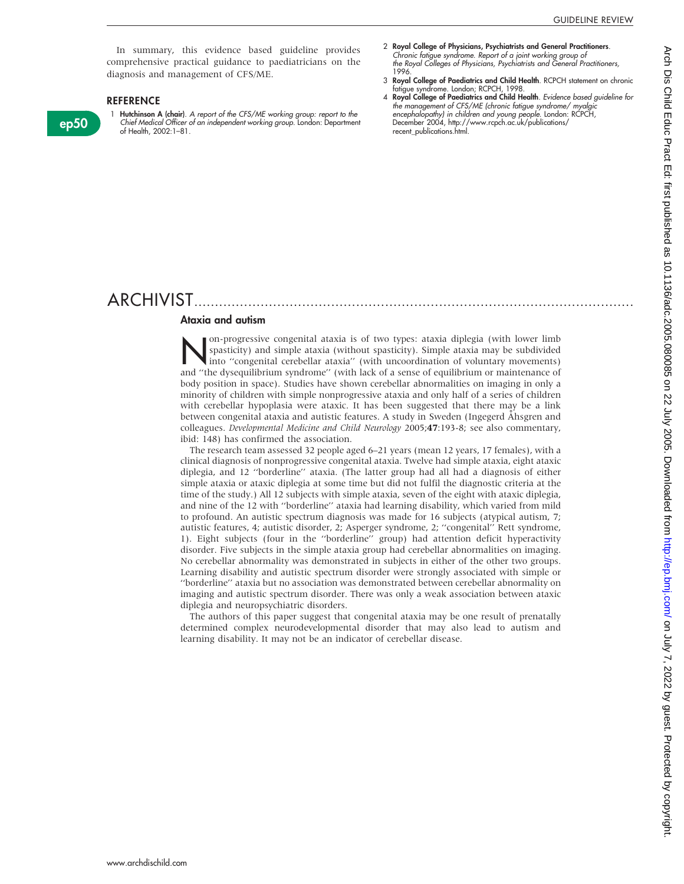In summary, this evidence based guideline provides comprehensive practical guidance to paediatricians on the diagnosis and management of CFS/ME.

## REFERENCE

1. **Hutchinson A (chair)**. *A report of the CFS/ME working group: report to the Chief Medical Officer of an independent working group.* London: Department of Health, 2002:1–81.
2. **Royal College of Physicians, Psychiatrists and General Practitioners**. *Chronic fatigue syndrome. Report of a joint working group of the Royal Colleges of Physicians, Psychiatrists and General Practitioners*, 1996.
3. **Royal College of Paediatrics and Child Health**. RCPCH statement on chronic fatigue syndrome. London; RCPCH, 1998.
4. **Royal College of Paediatrics and Child Health**. *Evidence based guideline for the management of CFS/ME (chronic fatigue syndrome/ myalgic encephalopathy) in children and young people.* London: RCPCH, December 2004, http://www.rcpch.ac.uk/publications/recent_publications.html.

# ARCHIVIST

## Ataxia and autism

Non-progressive congenital ataxia is of two types: ataxia diplegia (with lower limb spasticity) and simple ataxia (without spasticity). Simple ataxia may be subdivided into "congenital cerebellar ataxia" (with uncoordination of voluntary movements) and "the dysequilibrium syndrome" (with lack of a sense of equilibrium or maintenance of body position in space). Studies have shown cerebellar abnormalities on imaging in only a minority of children with simple nonprogressive ataxia and only half of a series of children with cerebellar hypoplasia were ataxic. It has been suggested that there may be a link between congenital ataxia and autistic features. A study in Sweden (Ingegerd Åhsgren and colleagues. *Developmental Medicine and Child Neurology* 2005;**47**:193-8; see also commentary, ibid: 148) has confirmed the association.

The research team assessed 32 people aged 6–21 years (mean 12 years, 17 females), with a clinical diagnosis of nonprogressive congenital ataxia. Twelve had simple ataxia, eight ataxic diplegia, and 12 "borderline" ataxia. (The latter group had all had a diagnosis of either simple ataxia or ataxic diplegia at some time but did not fulfil the diagnostic criteria at the time of the study.) All 12 subjects with simple ataxia, seven of the eight with ataxic diplegia, and nine of the 12 with "borderline" ataxia had learning disability, which varied from mild to profound. An autistic spectrum diagnosis was made for 16 subjects (atypical autism, 7; autistic features, 4; autistic disorder, 2; Asperger syndrome, 2; "congenital" Rett syndrome, 1). Eight subjects (four in the "borderline" group) had attention deficit hyperactivity disorder. Five subjects in the simple ataxia group had cerebellar abnormalities on imaging. No cerebellar abnormality was demonstrated in subjects in either of the other two groups. Learning disability and autistic spectrum disorder were strongly associated with simple or "borderline" ataxia but no association was demonstrated between cerebellar abnormality on imaging and autistic spectrum disorder. There was only a weak association between ataxic diplegia and neuropsychiatric disorders.

The authors of this paper suggest that congenital ataxia may be one result of prenatally determined complex neurodevelopmental disorder that may also lead to autism and learning disability. It may not be an indicator of cerebellar disease.